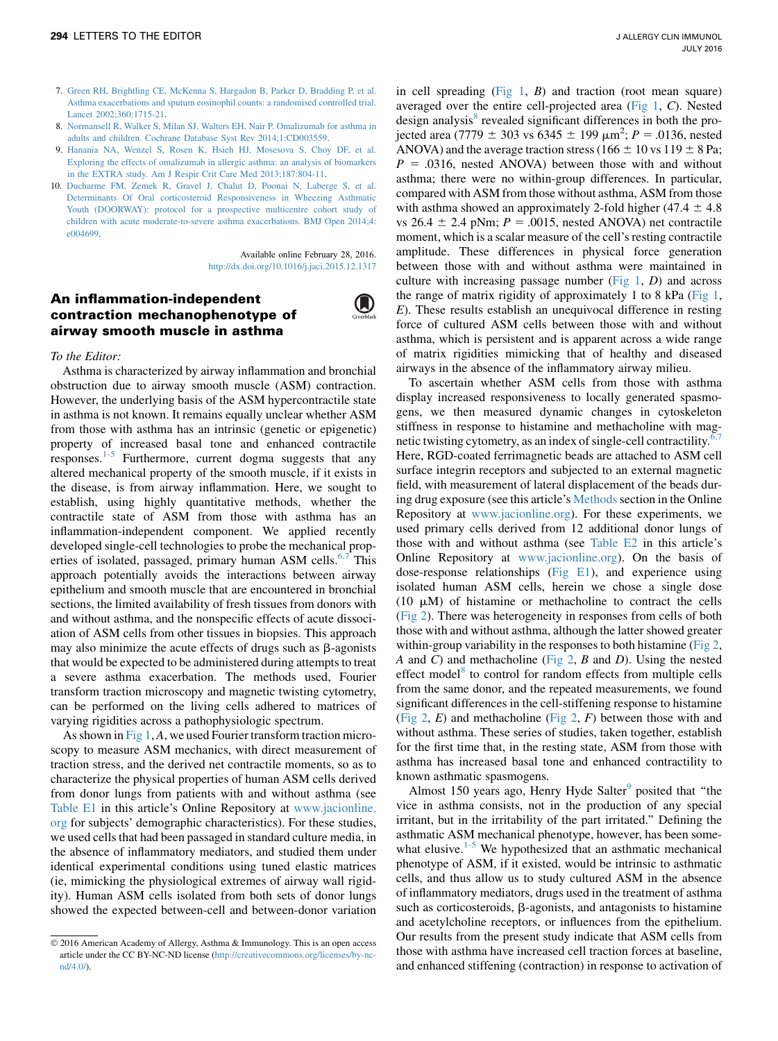7. Green RH, Brightling CE, McKenna S, Hargadon B, Parker D, Bradding P, et al. Asthma exacerbations and sputum eosinophil counts: a randomised controlled trial. Lancet 2002;360:1715-21.
8. Normansell R, Walker S, Milan SJ, Walters EH, Nair P. Omalizumab for asthma in adults and children. Cochrane Database Syst Rev 2014;1:CD003559.
9. Hanania NA, Wenzel S, Rosen K, Hsieh HJ, Mosesova S, Choy DF, et al. Exploring the effects of omalizumab in allergic asthma: an analysis of biomarkers in the EXTRA study. Am J Respir Crit Care Med 2013;187:804-11.
10. Ducharme FM, Zemek R, Gravel J, Chalut D, Poonai N, Laberge S, et al. Determinants Of Oral corticosteroid Responsiveness in Wheezing Asthmatic Youth (DOORWAY): protocol for a prospective multicentre cohort study of children with acute moderate-to-severe asthma exacerbations. BMJ Open 2014;4:e004699.

Available online February 28, 2016.
http://dx.doi.org/10.1016/j.jaci.2015.12.1317

## An inflammation-independent contraction mechanophenotype of airway smooth muscle in asthma

*To the Editor:*

Asthma is characterized by airway inflammation and bronchial obstruction due to airway smooth muscle (ASM) contraction. However, the underlying basis of the ASM hypercontractile state in asthma is not known. It remains equally unclear whether ASM from those with asthma has an intrinsic (genetic or epigenetic) property of increased basal tone and enhanced contractile responses.[1-5] Furthermore, current dogma suggests that any altered mechanical property of the smooth muscle, if it exists in the disease, is from airway inflammation. Here, we sought to establish, using highly quantitative methods, whether the contractile state of ASM from those with asthma has an inflammation-independent component. We applied recently developed single-cell technologies to probe the mechanical properties of isolated, passaged, primary human ASM cells.[6,7] This approach potentially avoids the interactions between airway epithelium and smooth muscle that are encountered in bronchial sections, the limited availability of fresh tissues from donors with and without asthma, and the nonspecific effects of acute dissociation of ASM cells from other tissues in biopsies. This approach may also minimize the acute effects of drugs such as β-agonists that would be expected to be administered during attempts to treat a severe asthma exacerbation. The methods used, Fourier transform traction microscopy and magnetic twisting cytometry, can be performed on the living cells adhered to matrices of varying rigidities across a pathophysiologic spectrum.

As shown in Fig 1, *A*, we used Fourier transform traction microscopy to measure ASM mechanics, with direct measurement of traction stress, and the derived net contractile moments, so as to characterize the physical properties of human ASM cells derived from donor lungs from patients with and without asthma (see Table E1 in this article's Online Repository at www.jacionline.org for subjects' demographic characteristics). For these studies, we used cells that had been passaged in standard culture media, in the absence of inflammatory mediators, and studied them under identical experimental conditions using tuned elastic matrices (ie, mimicking the physiological extremes of airway wall rigidity). Human ASM cells isolated from both sets of donor lungs showed the expected between-cell and between-donor variation in cell spreading (Fig 1, *B*) and traction (root mean square) averaged over the entire cell-projected area (Fig 1, *C*). Nested design analysis[8] revealed significant differences in both the projected area (7779 ± 303 vs 6345 ± 199 μm$^2$; $P = .0136$, nested ANOVA) and the average traction stress (166 ± 10 vs 119 ± 8 Pa; $P = .0316$, nested ANOVA) between those with and without asthma; there were no within-group differences. In particular, compared with ASM from those without asthma, ASM from those with asthma showed an approximately 2-fold higher (47.4 ± 4.8 vs 26.4 ± 2.4 pNm; $P = .0015$, nested ANOVA) net contractile moment, which is a scalar measure of the cell's resting contractile amplitude. These differences in physical force generation between those with and without asthma were maintained in culture with increasing passage number (Fig 1, *D*) and across the range of matrix rigidity of approximately 1 to 8 kPa (Fig 1, *E*). These results establish an unequivocal difference in resting force of cultured ASM cells between those with and without asthma, which is persistent and is apparent across a wide range of matrix rigidities mimicking that of healthy and diseased airways in the absence of the inflammatory airway milieu.

To ascertain whether ASM cells from those with asthma display increased responsiveness to locally generated spasmogens, we then measured dynamic changes in cytoskeleton stiffness in response to histamine and methacholine with magnetic twisting cytometry, as an index of single-cell contractility.[6,7] Here, RGD-coated ferrimagnetic beads are attached to ASM cell surface integrin receptors and subjected to an external magnetic field, with measurement of lateral displacement of the beads during drug exposure (see this article's Methods section in the Online Repository at www.jacionline.org). For these experiments, we used primary cells derived from 12 additional donor lungs of those with and without asthma (see Table E2 in this article's Online Repository at www.jacionline.org). On the basis of dose-response relationships (Fig E1), and experience using isolated human ASM cells, herein we chose a single dose (10 μM) of histamine or methacholine to contract the cells (Fig 2). There was heterogeneity in responses from cells of both those with and without asthma, although the latter showed greater within-group variability in the responses to both histamine (Fig 2, *A* and *C*) and methacholine (Fig 2, *B* and *D*). Using the nested effect model[8] to control for random effects from multiple cells from the same donor, and the repeated measurements, we found significant differences in the cell-stiffening response to histamine (Fig 2, *E*) and methacholine (Fig 2, *F*) between those with and without asthma. These series of studies, taken together, establish for the first time that, in the resting state, ASM from those with asthma has increased basal tone and enhanced contractility to known asthmatic spasmogens.

Almost 150 years ago, Henry Hyde Salter[9] posited that "the vice in asthma consists, not in the production of any special irritant, but in the irritability of the part irritated." Defining the asthmatic ASM mechanical phenotype, however, has been somewhat elusive.[1-5] We hypothesized that an asthmatic mechanical phenotype of ASM, if it existed, would be intrinsic to asthmatic cells, and thus allow us to study cultured ASM in the absence of inflammatory mediators, drugs used in the treatment of asthma such as corticosteroids, β-agonists, and antagonists to histamine and acetylcholine receptors, or influences from the epithelium. Our results from the present study indicate that ASM cells from those with asthma have increased cell traction forces at baseline, and enhanced stiffening (contraction) in response to activation of

© 2016 American Academy of Allergy, Asthma & Immunology. This is an open access article under the CC BY-NC-ND license (http://creativecommons.org/licenses/by-nc-nd/4.0/).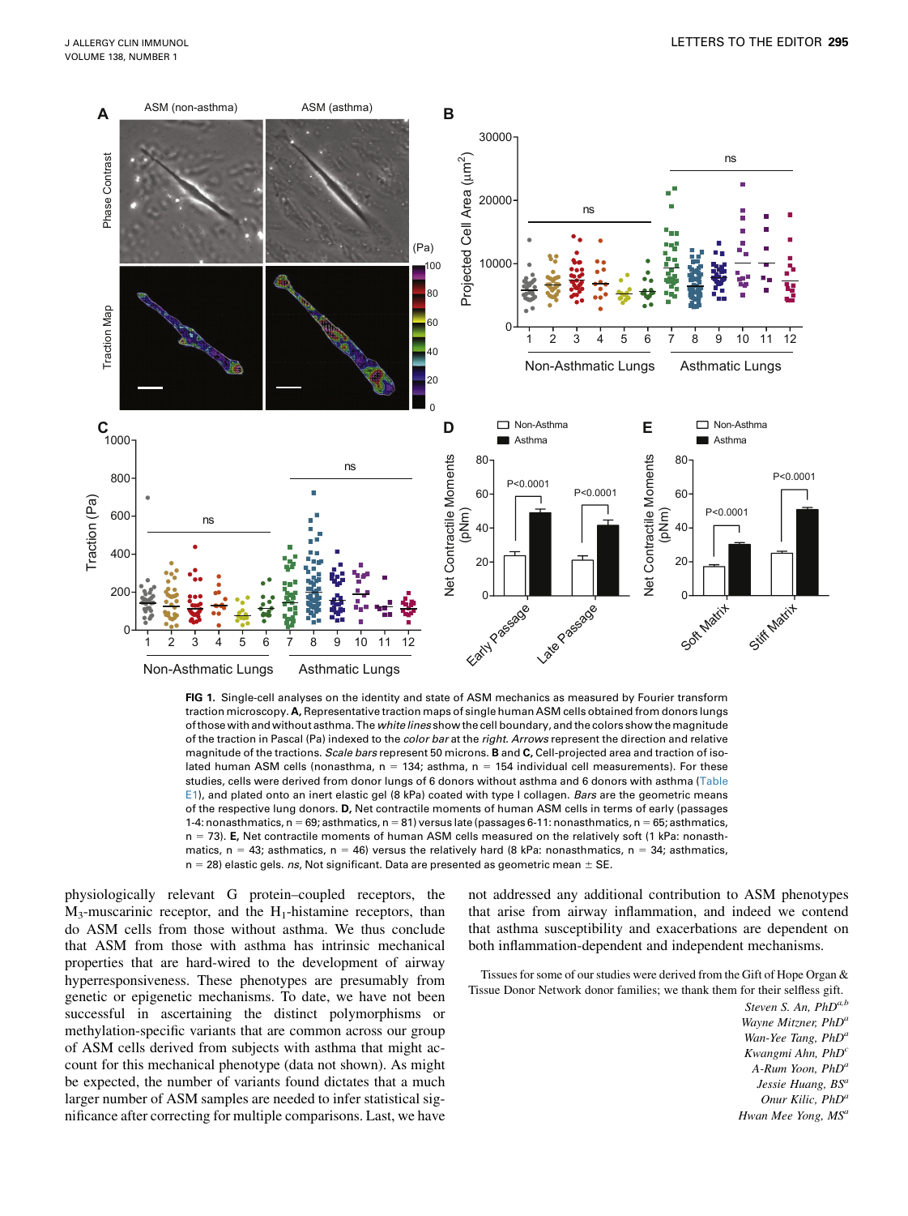**FIG 1.** Single-cell analyses on the identity and state of ASM mechanics as measured by Fourier transform traction microscopy. **A,** Representative traction maps of single human ASM cells obtained from donors lungs of those with and without asthma. The *white lines* show the cell boundary, and the colors show the magnitude of the traction in Pascal (Pa) indexed to the *color bar* at the *right*. *Arrows* represent the direction and relative magnitude of the tractions. *Scale bars* represent 50 microns. **B** and **C,** Cell-projected area and traction of isolated human ASM cells (nonasthma, n = 134; asthma, n = 154 individual cell measurements). For these studies, cells were derived from donor lungs of 6 donors without asthma and 6 donors with asthma (Table E1), and plated onto an inert elastic gel (8 kPa) coated with type I collagen. *Bars* are the geometric means of the respective lung donors. **D,** Net contractile moments of human ASM cells in terms of early (passages 1-4: nonasthmatics, n = 69; asthmatics, n = 81) versus late (passages 6-11: nonasthmatics, n = 65; asthmatics, n = 73). **E,** Net contractile moments of human ASM cells measured on the relatively soft (1 kPa: nonasthmatics, n = 43; asthmatics, n = 46) versus the relatively hard (8 kPa: nonasthmatics, n = 34; asthmatics, n = 28) elastic gels. *ns*, Not significant. Data are presented as geometric mean ± SE.

physiologically relevant G protein–coupled receptors, the $M_3$-muscarinic receptor, and the $H_1$-histamine receptors, than do ASM cells from those without asthma. We thus conclude that ASM from those with asthma has intrinsic mechanical properties that are hard-wired to the development of airway hyperresponsiveness. These phenotypes are presumably from genetic or epigenetic mechanisms. To date, we have not been successful in ascertaining the distinct polymorphisms or methylation-specific variants that are common across our group of ASM cells derived from subjects with asthma that might account for this mechanical phenotype (data not shown). As might be expected, the number of variants found dictates that a much larger number of ASM samples are needed to infer statistical significance after correcting for multiple comparisons. Last, we have not addressed any additional contribution to ASM phenotypes that arise from airway inflammation, and indeed we contend that asthma susceptibility and exacerbations are dependent on both inflammation-dependent and independent mechanisms.

Tissues for some of our studies were derived from the Gift of Hope Organ & Tissue Donor Network donor families; we thank them for their selfless gift.

*Steven S. An, PhD*[a,b]
*Wayne Mitzner, PhD*[a]
*Wan-Yee Tang, PhD*[a]
*Kwangmi Ahn, PhD*[c]
*A-Rum Yoon, PhD*[a]
*Jessie Huang, BS*[a]
*Onur Kilic, PhD*[a]
*Hwan Mee Yong, MS*[a]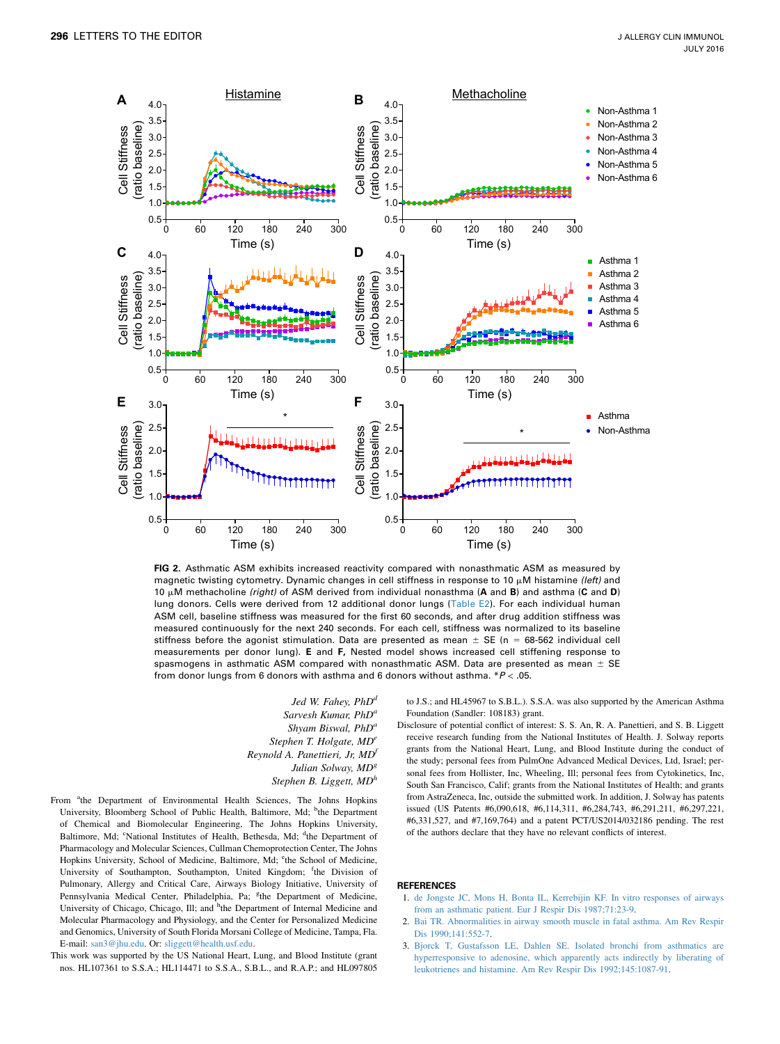**FIG 2.** Asthmatic ASM exhibits increased reactivity compared with nonasthmatic ASM as measured by magnetic twisting cytometry. Dynamic changes in cell stiffness in response to 10 μM histamine *(left)* and 10 μM methacholine *(right)* of ASM derived from individual nonasthma (**A** and **B**) and asthma (**C** and **D**) lung donors. Cells were derived from 12 additional donor lungs (Table E2). For each individual human ASM cell, baseline stiffness was measured for the first 60 seconds, and after drug addition stiffness was measured continuously for the next 240 seconds. For each cell, stiffness was normalized to its baseline stiffness before the agonist stimulation. Data are presented as mean ± SE (n = 68-562 individual cell measurements per donor lung). **E** and **F,** Nested model shows increased cell stiffening response to spasmogens in asthmatic ASM compared with nonasthmatic ASM. Data are presented as mean ± SE from donor lungs from 6 donors with asthma and 6 donors without asthma. *P < .05.

*Jed W. Fahey, PhD*[d]
*Sarvesh Kumar, PhD*[a]
*Shyam Biswal, PhD*[a]
*Stephen T. Holgate, MD*[e]
*Reynold A. Panettieri, Jr, MD*[f]
*Julian Solway, MD*[g]
*Stephen B. Liggett, MD*[h]

From [a]the Department of Environmental Health Sciences, The Johns Hopkins University, Bloomberg School of Public Health, Baltimore, Md; [b]the Department of Chemical and Biomolecular Engineering, The Johns Hopkins University, Baltimore, Md; [c]National Institutes of Health, Bethesda, Md; [d]the Department of Pharmacology and Molecular Sciences, Cullman Chemoprotection Center, The Johns Hopkins University, School of Medicine, Baltimore, Md; [e]the School of Medicine, University of Southampton, Southampton, United Kingdom; [f]the Division of Pulmonary, Allergy and Critical Care, Airways Biology Initiative, University of Pennsylvania Medical Center, Philadelphia, Pa; [g]the Department of Medicine, University of Chicago, Chicago, Ill; and [h]the Department of Internal Medicine and Molecular Pharmacology and Physiology, and the Center for Personalized Medicine and Genomics, University of South Florida Morsani College of Medicine, Tampa, Fla. E-mail: san3@jhu.edu. Or: sliggett@health.usf.edu.

This work was supported by the US National Heart, Lung, and Blood Institute (grant nos. HL107361 to S.S.A.; HL114471 to S.S.A., S.B.L., and R.A.P.; and HL097805 to J.S.; and HL45967 to S.B.L.). S.S.A. was also supported by the American Asthma Foundation (Sandler: 108183) grant.

Disclosure of potential conflict of interest: S. S. An, R. A. Panettieri, and S. B. Liggett receive research funding from the National Institutes of Health. J. Solway reports grants from the National Heart, Lung, and Blood Institute during the conduct of the study; personal fees from PulmOne Advanced Medical Devices, Ltd, Israel; personal fees from Hollister, Inc, Wheeling, Ill; personal fees from Cytokinetics, Inc, South San Francisco, Calif; grants from the National Institutes of Health; and grants from AstraZeneca, Inc, outside the submitted work. In addition, J. Solway has patents issued (US Patents #6,090,618, #6,114,311, #6,284,743, #6,291,211, #6,297,221, #6,331,527, and #7,169,764) and a patent PCT/US2014/032186 pending. The rest of the authors declare that they have no relevant conflicts of interest.

## REFERENCES

1. de Jongste JC, Mons H, Bonta IL, Kerrebijin KF. In vitro responses of airways from an asthmatic patient. Eur J Respir Dis 1987;71:23-9.
2. Bai TR. Abnormalities in airway smooth muscle in fatal asthma. Am Rev Respir Dis 1990;141:552-7.
3. Bjorck T, Gustafsson LE, Dahlen SE. Isolated bronchi from asthmatics are hyperresponsive to adenosine, which apparently acts indirectly by liberating of leukotrienes and histamine. Am Rev Respir Dis 1992;145:1087-91.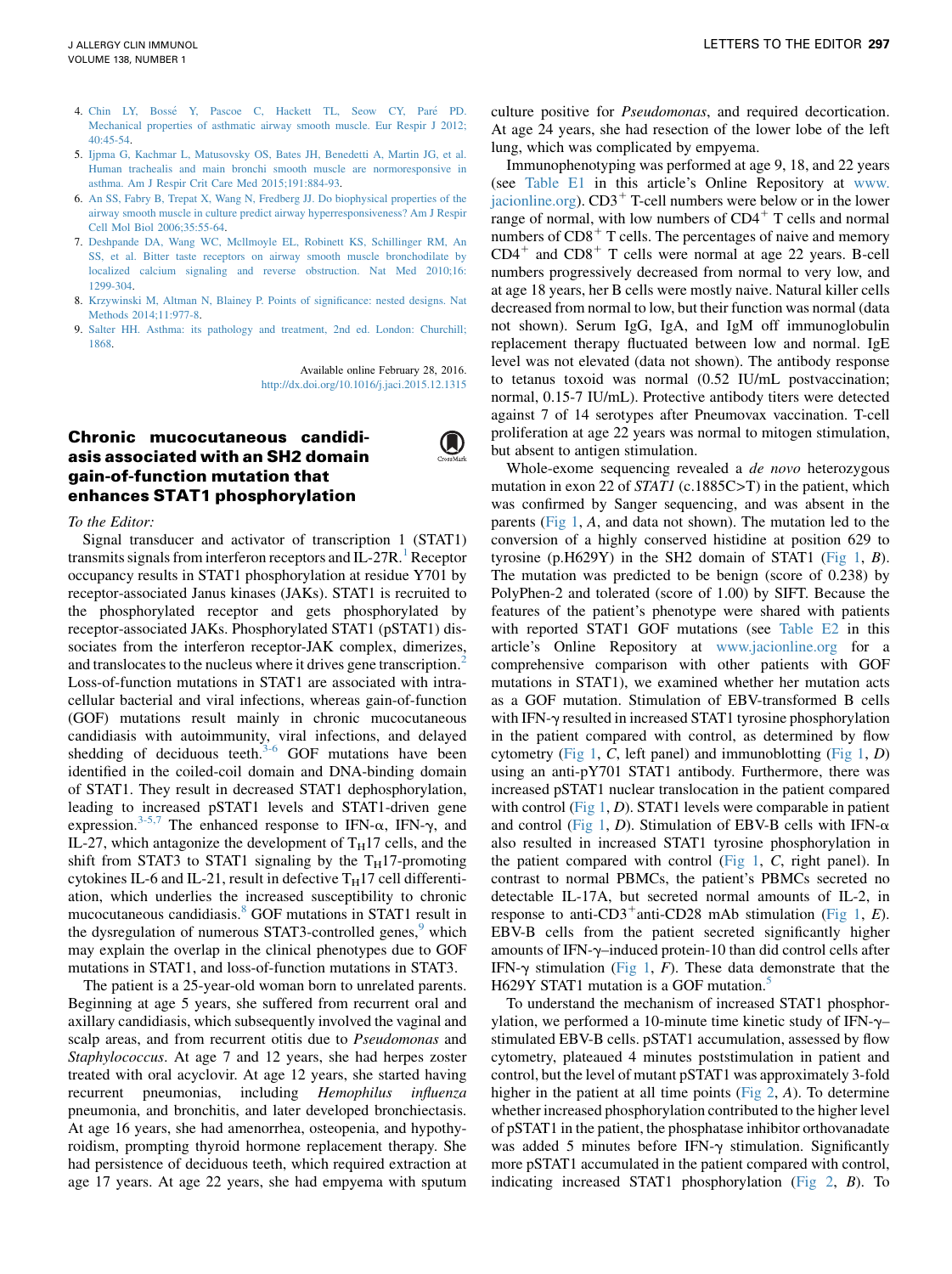4. Chin LY, Bossé Y, Pascoe C, Hackett TL, Seow CY, Paré PD. Mechanical properties of asthmatic airway smooth muscle. Eur Respir J 2012; 40:45-54.
5. Ijpma G, Kachmar L, Matusovsky OS, Bates JH, Benedetti A, Martin JG, et al. Human trachealis and main bronchi smooth muscle are normoresponsive in asthma. Am J Respir Crit Care Med 2015;191:884-93.
6. An SS, Fabry B, Trepat X, Wang N, Fredberg JJ. Do biophysical properties of the airway smooth muscle in culture predict airway hyperresponsiveness? Am J Respir Cell Mol Biol 2006;35:55-64.
7. Deshpande DA, Wang WC, McIlmoyle EL, Robinett KS, Schillinger RM, An SS, et al. Bitter taste receptors on airway smooth muscle bronchodilate by localized calcium signaling and reverse obstruction. Nat Med 2010;16: 1299-304.
8. Krzywinski M, Altman N, Blainey P. Points of significance: nested designs. Nat Methods 2014;11:977-8.
9. Salter HH. Asthma: its pathology and treatment, 2nd ed. London: Churchill; 1868.

Available online February 28, 2016.
http://dx.doi.org/10.1016/j.jaci.2015.12.1315

## Chronic mucocutaneous candidiasis associated with an SH2 domain gain-of-function mutation that enhances STAT1 phosphorylation

*To the Editor:*

Signal transducer and activator of transcription 1 (STAT1) transmits signals from interferon receptors and IL-27R.[1] Receptor occupancy results in STAT1 phosphorylation at residue Y701 by receptor-associated Janus kinases (JAKs). STAT1 is recruited to the phosphorylated receptor and gets phosphorylated by receptor-associated JAKs. Phosphorylated STAT1 (pSTAT1) dissociates from the interferon receptor-JAK complex, dimerizes, and translocates to the nucleus where it drives gene transcription.[2] Loss-of-function mutations in STAT1 are associated with intracellular bacterial and viral infections, whereas gain-of-function (GOF) mutations result mainly in chronic mucocutaneous candidiasis with autoimmunity, viral infections, and delayed shedding of deciduous teeth.[3-6] GOF mutations have been identified in the coiled-coil domain and DNA-binding domain of STAT1. They result in decreased STAT1 dephosphorylation, leading to increased pSTAT1 levels and STAT1-driven gene expression.[3-5,7] The enhanced response to IFN-α, IFN-γ, and IL-27, which antagonize the development of $T_H17$ cells, and the shift from STAT3 to STAT1 signaling by the $T_H17$-promoting cytokines IL-6 and IL-21, result in defective $T_H17$ cell differentiation, which underlies the increased susceptibility to chronic mucocutaneous candidiasis.[8] GOF mutations in STAT1 result in the dysregulation of numerous STAT3-controlled genes,[9] which may explain the overlap in the clinical phenotypes due to GOF mutations in STAT1, and loss-of-function mutations in STAT3.

The patient is a 25-year-old woman born to unrelated parents. Beginning at age 5 years, she suffered from recurrent oral and axillary candidiasis, which subsequently involved the vaginal and scalp areas, and from recurrent otitis due to *Pseudomonas* and *Staphylococcus*. At age 7 and 12 years, she had herpes zoster treated with oral acyclovir. At age 12 years, she started having recurrent pneumonias, including *Hemophilus influenza* pneumonia, and bronchitis, and later developed bronchiectasis. At age 16 years, she had amenorrhea, osteopenia, and hypothyroidism, prompting thyroid hormone replacement therapy. She had persistence of deciduous teeth, which required extraction at age 17 years. At age 22 years, she had empyema with sputum culture positive for *Pseudomonas*, and required decortication. At age 24 years, she had resection of the lower lobe of the left lung, which was complicated by empyema.

Immunophenotyping was performed at age 9, 18, and 22 years (see Table E1 in this article's Online Repository at www.jacionline.org). $CD3^+$ T-cell numbers were below or in the lower range of normal, with low numbers of $CD4^+$ T cells and normal numbers of $CD8^+$ T cells. The percentages of naive and memory $CD4^+$ and $CD8^+$ T cells were normal at age 22 years. B-cell numbers progressively decreased from normal to very low, and at age 18 years, her B cells were mostly naive. Natural killer cells decreased from normal to low, but their function was normal (data not shown). Serum IgG, IgA, and IgM off immunoglobulin replacement therapy fluctuated between low and normal. IgE level was not elevated (data not shown). The antibody response to tetanus toxoid was normal (0.52 IU/mL postvaccination; normal, 0.15-7 IU/mL). Protective antibody titers were detected against 7 of 14 serotypes after Pneumovax vaccination. T-cell proliferation at age 22 years was normal to mitogen stimulation, but absent to antigen stimulation.

Whole-exome sequencing revealed a *de novo* heterozygous mutation in exon 22 of *STAT1* (c.1885C>T) in the patient, which was confirmed by Sanger sequencing, and was absent in the parents (Fig 1, *A*, and data not shown). The mutation led to the conversion of a highly conserved histidine at position 629 to tyrosine (p.H629Y) in the SH2 domain of STAT1 (Fig 1, *B*). The mutation was predicted to be benign (score of 0.238) by PolyPhen-2 and tolerated (score of 1.00) by SIFT. Because the features of the patient's phenotype were shared with patients with reported STAT1 GOF mutations (see Table E2 in this article's Online Repository at www.jacionline.org for a comprehensive comparison with other patients with GOF mutations in STAT1), we examined whether her mutation acts as a GOF mutation. Stimulation of EBV-transformed B cells with IFN-γ resulted in increased STAT1 tyrosine phosphorylation in the patient compared with control, as determined by flow cytometry (Fig 1, *C*, left panel) and immunoblotting (Fig 1, *D*) using an anti-pY701 STAT1 antibody. Furthermore, there was increased pSTAT1 nuclear translocation in the patient compared with control (Fig 1, *D*). STAT1 levels were comparable in patient and control (Fig 1, *D*). Stimulation of EBV-B cells with IFN-α also resulted in increased STAT1 tyrosine phosphorylation in the patient compared with control (Fig 1, *C*, right panel). In contrast to normal PBMCs, the patient's PBMCs secreted no detectable IL-17A, but secreted normal amounts of IL-2, in response to anti-$CD3^+$anti-CD28 mAb stimulation (Fig 1, *E*). EBV-B cells from the patient secreted significantly higher amounts of IFN-γ–induced protein-10 than did control cells after IFN-γ stimulation (Fig 1, *F*). These data demonstrate that the H629Y STAT1 mutation is a GOF mutation.[5]

To understand the mechanism of increased STAT1 phosphorylation, we performed a 10-minute time kinetic study of IFN-γ–stimulated EBV-B cells. pSTAT1 accumulation, assessed by flow cytometry, plateaued 4 minutes poststimulation in patient and control, but the level of mutant pSTAT1 was approximately 3-fold higher in the patient at all time points (Fig 2, *A*). To determine whether increased phosphorylation contributed to the higher level of pSTAT1 in the patient, the phosphatase inhibitor orthovanadate was added 5 minutes before IFN-γ stimulation. Significantly more pSTAT1 accumulated in the patient compared with control, indicating increased STAT1 phosphorylation (Fig 2, *B*). To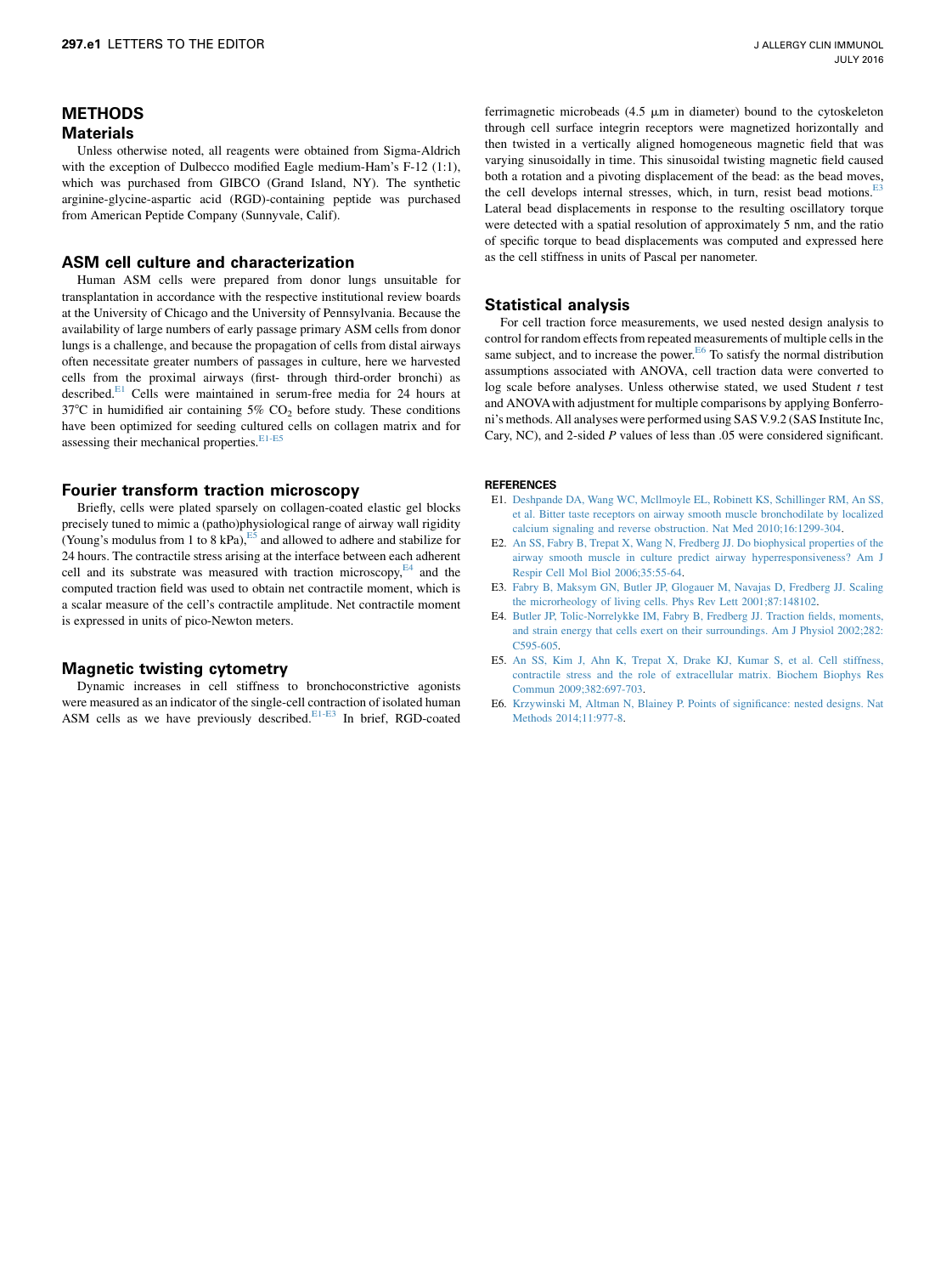# METHODS

## Materials

Unless otherwise noted, all reagents were obtained from Sigma-Aldrich with the exception of Dulbecco modified Eagle medium-Ham's F-12 (1:1), which was purchased from GIBCO (Grand Island, NY). The synthetic arginine-glycine-aspartic acid (RGD)-containing peptide was purchased from American Peptide Company (Sunnyvale, Calif).

## ASM cell culture and characterization

Human ASM cells were prepared from donor lungs unsuitable for transplantation in accordance with the respective institutional review boards at the University of Chicago and the University of Pennsylvania. Because the availability of large numbers of early passage primary ASM cells from donor lungs is a challenge, and because the propagation of cells from distal airways often necessitate greater numbers of passages in culture, here we harvested cells from the proximal airways (first- through third-order bronchi) as described.[E1] Cells were maintained in serum-free media for 24 hours at 37°C in humidified air containing 5% $CO_2$ before study. These conditions have been optimized for seeding cultured cells on collagen matrix and for assessing their mechanical properties.[E1-E5]

## Fourier transform traction microscopy

Briefly, cells were plated sparsely on collagen-coated elastic gel blocks precisely tuned to mimic a (patho)physiological range of airway wall rigidity (Young's modulus from 1 to 8 kPa),[E5] and allowed to adhere and stabilize for 24 hours. The contractile stress arising at the interface between each adherent cell and its substrate was measured with traction microscopy,[E4] and the computed traction field was used to obtain net contractile moment, which is a scalar measure of the cell's contractile amplitude. Net contractile moment is expressed in units of pico-Newton meters.

## Magnetic twisting cytometry

Dynamic increases in cell stiffness to bronchoconstrictive agonists were measured as an indicator of the single-cell contraction of isolated human ASM cells as we have previously described.[E1-E3] In brief, RGD-coated ferrimagnetic microbeads (4.5 μm in diameter) bound to the cytoskeleton through cell surface integrin receptors were magnetized horizontally and then twisted in a vertically aligned homogeneous magnetic field that was varying sinusoidally in time. This sinusoidal twisting magnetic field caused both a rotation and a pivoting displacement of the bead: as the bead moves, the cell develops internal stresses, which, in turn, resist bead motions.[E3] Lateral bead displacements in response to the resulting oscillatory torque were detected with a spatial resolution of approximately 5 nm, and the ratio of specific torque to bead displacements was computed and expressed here as the cell stiffness in units of Pascal per nanometer.

## Statistical analysis

For cell traction force measurements, we used nested design analysis to control for random effects from repeated measurements of multiple cells in the same subject, and to increase the power.[E6] To satisfy the normal distribution assumptions associated with ANOVA, cell traction data were converted to log scale before analyses. Unless otherwise stated, we used Student *t* test and ANOVA with adjustment for multiple comparisons by applying Bonferroni's methods. All analyses were performed using SAS V.9.2 (SAS Institute Inc, Cary, NC), and 2-sided *P* values of less than .05 were considered significant.

## REFERENCES

- E1. Deshpande DA, Wang WC, McIlmoyle EL, Robinett KS, Schillinger RM, An SS, et al. Bitter taste receptors on airway smooth muscle bronchodilate by localized calcium signaling and reverse obstruction. Nat Med 2010;16:1299-304.
- E2. An SS, Fabry B, Trepat X, Wang N, Fredberg JJ. Do biophysical properties of the airway smooth muscle in culture predict airway hyperresponsiveness? Am J Respir Cell Mol Biol 2006;35:55-64.
- E3. Fabry B, Maksym GN, Butler JP, Glogauer M, Navajas D, Fredberg JJ. Scaling the microrheology of living cells. Phys Rev Lett 2001;87:148102.
- E4. Butler JP, Tolic-Norrelykke IM, Fabry B, Fredberg JJ. Traction fields, moments, and strain energy that cells exert on their surroundings. Am J Physiol 2002;282:C595-605.
- E5. An SS, Kim J, Ahn K, Trepat X, Drake KJ, Kumar S, et al. Cell stiffness, contractile stress and the role of extracellular matrix. Biochem Biophys Res Commun 2009;382:697-703.
- E6. Krzywinski M, Altman N, Blainey P. Points of significance: nested designs. Nat Methods 2014;11:977-8.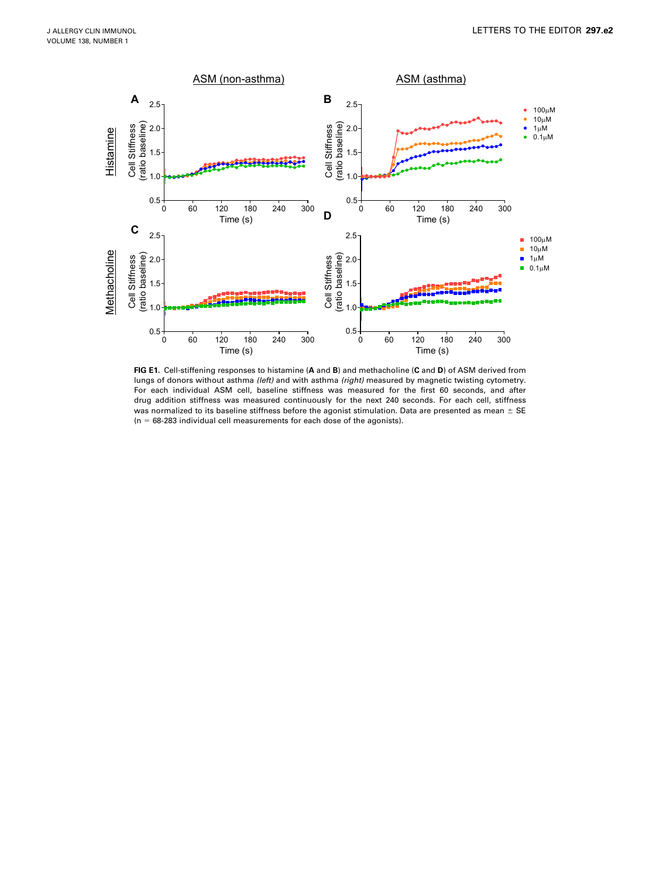**FIG E1.** Cell-stiffening responses to histamine (**A** and **B**) and methacholine (**C** and **D**) of ASM derived from lungs of donors without asthma *(left)* and with asthma *(right)* measured by magnetic twisting cytometry. For each individual ASM cell, baseline stiffness was measured for the first 60 seconds, and after drug addition stiffness was measured continuously for the next 240 seconds. For each cell, stiffness was normalized to its baseline stiffness before the agonist stimulation. Data are presented as mean ± SE (n = 68-283 individual cell measurements for each dose of the agonists).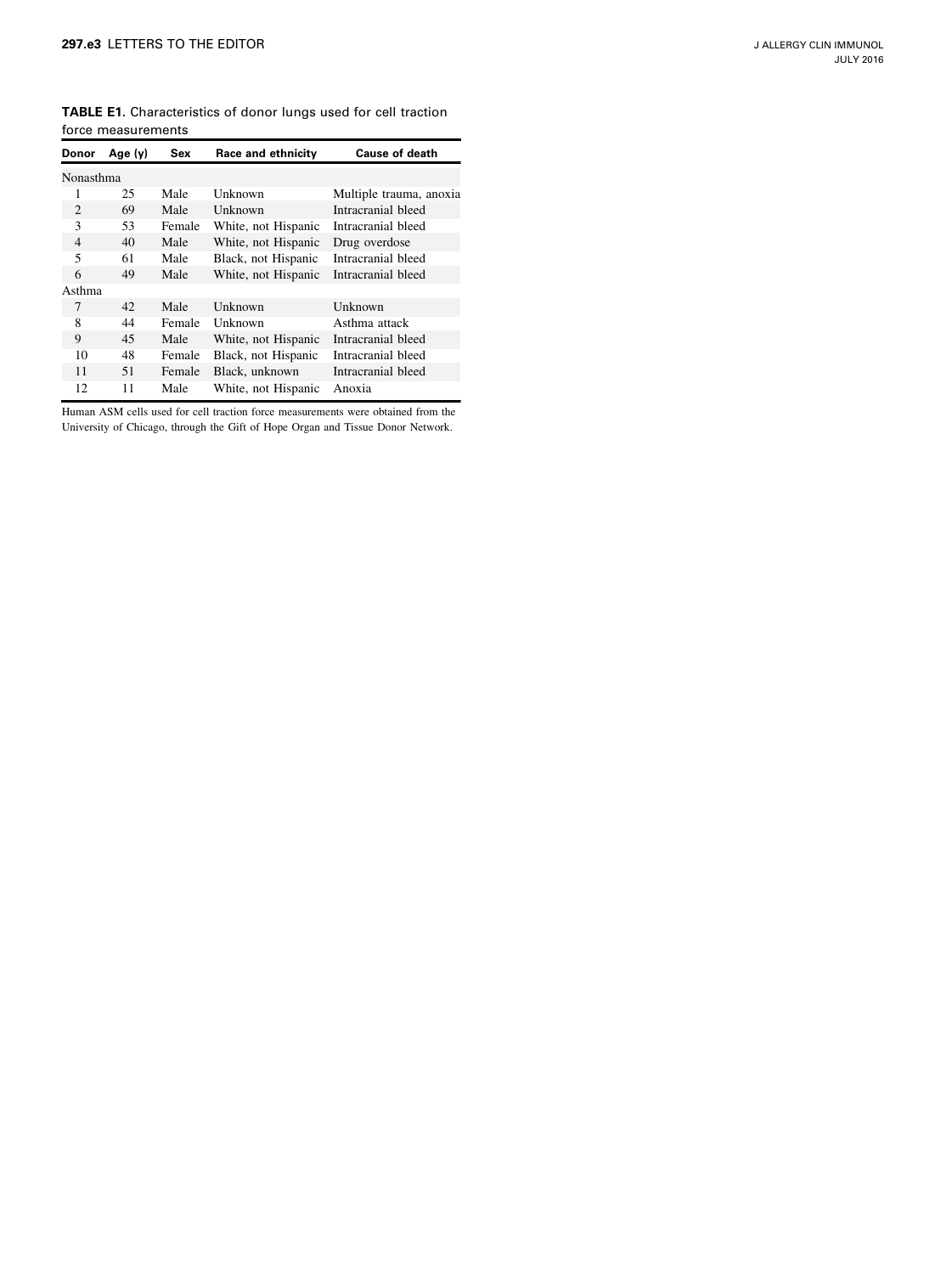**TABLE E1.** Characteristics of donor lungs used for cell traction force measurements

| Donor | Age (y) | Sex | Race and ethnicity | Cause of death |
|---|---|---|---|---|
| Nonasthma | | | | |
| 1 | 25 | Male | Unknown | Multiple trauma, anoxia |
| 2 | 69 | Male | Unknown | Intracranial bleed |
| 3 | 53 | Female | White, not Hispanic | Intracranial bleed |
| 4 | 40 | Male | White, not Hispanic | Drug overdose |
| 5 | 61 | Male | Black, not Hispanic | Intracranial bleed |
| 6 | 49 | Male | White, not Hispanic | Intracranial bleed |
| Asthma | | | | |
| 7 | 42 | Male | Unknown | Unknown |
| 8 | 44 | Female | Unknown | Asthma attack |
| 9 | 45 | Male | White, not Hispanic | Intracranial bleed |
| 10 | 48 | Female | Black, not Hispanic | Intracranial bleed |
| 11 | 51 | Female | Black, unknown | Intracranial bleed |
| 12 | 11 | Male | White, not Hispanic | Anoxia |

Human ASM cells used for cell traction force measurements were obtained from the University of Chicago, through the Gift of Hope Organ and Tissue Donor Network.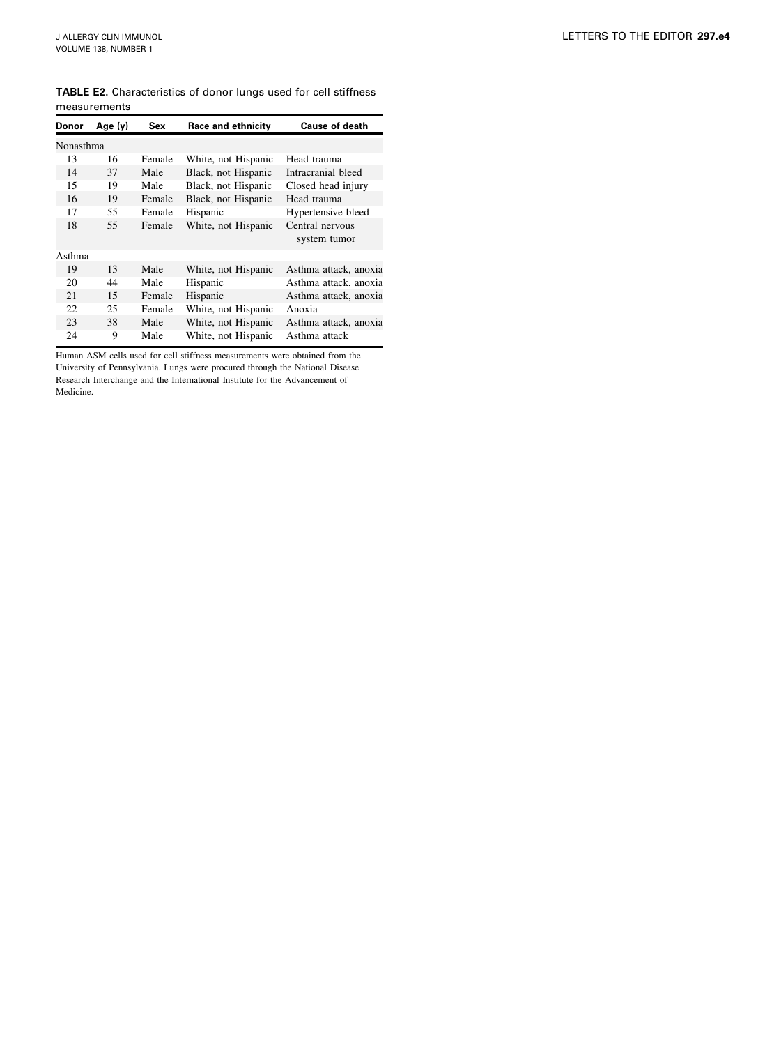**TABLE E2.** Characteristics of donor lungs used for cell stiffness measurements

| Donor | Age (y) | Sex | Race and ethnicity | Cause of death |
|---|---|---|---|---|
| Nonasthma | | | | |
| 13 | 16 | Female | White, not Hispanic | Head trauma |
| 14 | 37 | Male | Black, not Hispanic | Intracranial bleed |
| 15 | 19 | Male | Black, not Hispanic | Closed head injury |
| 16 | 19 | Female | Black, not Hispanic | Head trauma |
| 17 | 55 | Female | Hispanic | Hypertensive bleed |
| 18 | 55 | Female | White, not Hispanic | Central nervous system tumor |
| Asthma | | | | |
| 19 | 13 | Male | White, not Hispanic | Asthma attack, anoxia |
| 20 | 44 | Male | Hispanic | Asthma attack, anoxia |
| 21 | 15 | Female | Hispanic | Asthma attack, anoxia |
| 22 | 25 | Female | White, not Hispanic | Anoxia |
| 23 | 38 | Male | White, not Hispanic | Asthma attack, anoxia |
| 24 | 9 | Male | White, not Hispanic | Asthma attack |

Human ASM cells used for cell stiffness measurements were obtained from the University of Pennsylvania. Lungs were procured through the National Disease Research Interchange and the International Institute for the Advancement of Medicine.